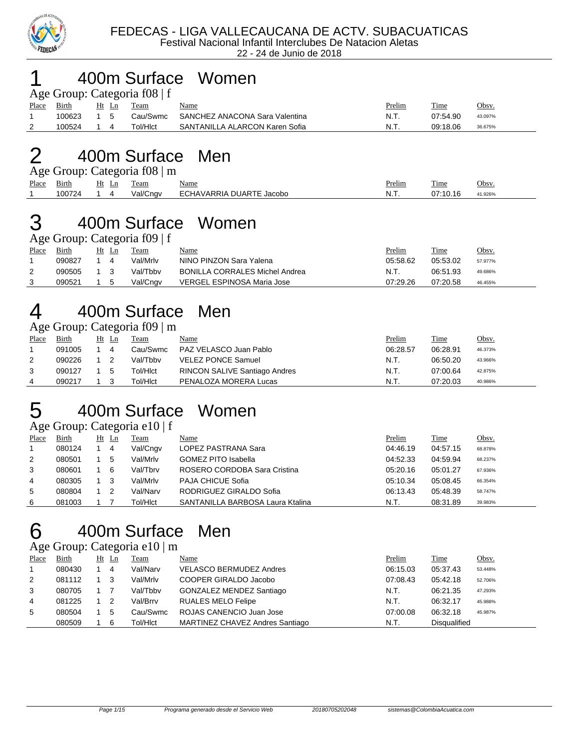# FEDECAS - LIGA VALLECAUCANA DE ACTV. SUBACUATICAS

Festival Nacional Infantil Interclubes De Natacion Aletas

22 - 24 de Junio de 2018

## 1 400m Surface Women

Age Group: Categoria f08 | f

| Place | Birth | Ht | Ln | Team | Name | Prelim | Time | Obsv. |
|---|---|---|---|---|---|---|---|---|
| 1 | 100623 | 1 | 5 | Cau/Swmc | SANCHEZ ANACONA Sara Valentina | N.T. | 07:54.90 | 43.097% |
| 2 | 100524 | 1 | 4 | Tol/Hlct | SANTANILLA ALARCON Karen Sofia | N.T. | 09:18.06 | 36.675% |

## 2 400m Surface Men

Age Group: Categoria f08 | m

| Place | Birth | Ht | Ln | Team | Name | Prelim | Time | Obsv. |
|---|---|---|---|---|---|---|---|---|
| 1 | 100724 | 1 | 4 | Val/Cngv | ECHAVARRIA DUARTE Jacobo | N.T. | 07:10.16 | 41.926% |

## 3 400m Surface Women

Age Group: Categoria f09 | f

| Place | Birth | Ht | Ln | Team | Name | Prelim | Time | Obsv. |
|---|---|---|---|---|---|---|---|---|
| 1 | 090827 | 1 | 4 | Val/Mrlv | NINO PINZON Sara Yalena | 05:58.62 | 05:53.02 | 57.977% |
| 2 | 090505 | 1 | 3 | Val/Tbbv | BONILLA CORRALES Michel Andrea | N.T. | 06:51.93 | 49.686% |
| 3 | 090521 | 1 | 5 | Val/Cngv | VERGEL ESPINOSA Maria Jose | 07:29.26 | 07:20.58 | 46.455% |

## 4 400m Surface Men

Age Group: Categoria f09 | m

| Place | Birth | Ht | Ln | Team | Name | Prelim | Time | Obsv. |
|---|---|---|---|---|---|---|---|---|
| 1 | 091005 | 1 | 4 | Cau/Swmc | PAZ VELASCO Juan Pablo | 06:28.57 | 06:28.91 | 46.373% |
| 2 | 090226 | 1 | 2 | Val/Tbbv | VELEZ PONCE Samuel | N.T. | 06:50.20 | 43.966% |
| 3 | 090127 | 1 | 5 | Tol/Hlct | RINCON SALIVE Santiago Andres | N.T. | 07:00.64 | 42.875% |
| 4 | 090217 | 1 | 3 | Tol/Hlct | PENALOZA MORERA Lucas | N.T. | 07:20.03 | 40.986% |

## 5 400m Surface Women

Age Group: Categoria e10 | f

| Place | Birth | Ht | Ln | Team | Name | Prelim | Time | Obsv. |
|---|---|---|---|---|---|---|---|---|
| 1 | 080124 | 1 | 4 | Val/Cngv | LOPEZ PASTRANA Sara | 04:46.19 | 04:57.15 | 68.878% |
| 2 | 080501 | 1 | 5 | Val/Mrlv | GOMEZ PITO Isabella | 04:52.33 | 04:59.94 | 68.237% |
| 3 | 080601 | 1 | 6 | Val/Tbrv | ROSERO CORDOBA Sara Cristina | 05:20.16 | 05:01.27 | 67.936% |
| 4 | 080305 | 1 | 3 | Val/Mrlv | PAJA CHICUE Sofia | 05:10.34 | 05:08.45 | 66.354% |
| 5 | 080804 | 1 | 2 | Val/Narv | RODRIGUEZ GIRALDO Sofia | 06:13.43 | 05:48.39 | 58.747% |
| 6 | 081003 | 1 | 7 | Tol/Hlct | SANTANILLA BARBOSA Laura Ktalina | N.T. | 08:31.89 | 39.983% |

## 6 400m Surface Men

Age Group: Categoria e10 | m

| Place | Birth | Ht | Ln | Team | Name | Prelim | Time | Obsv. |
|---|---|---|---|---|---|---|---|---|
| 1 | 080430 | 1 | 4 | Val/Narv | VELASCO BERMUDEZ Andres | 06:15.03 | 05:37.43 | 53.448% |
| 2 | 081112 | 1 | 3 | Val/Mrlv | COOPER GIRALDO Jacobo | 07:08.43 | 05:42.18 | 52.706% |
| 3 | 080705 | 1 | 7 | Val/Tbbv | GONZALEZ MENDEZ Santiago | N.T. | 06:21.35 | 47.293% |
| 4 | 081225 | 1 | 2 | Val/Brrv | RUALES MELO Felipe | N.T. | 06:32.17 | 45.988% |
| 5 | 080504 | 1 | 5 | Cau/Swmc | ROJAS CANENCIO Juan Jose | 07:00.08 | 06:32.18 | 45.987% |
|  | 080509 | 1 | 6 | Tol/Hlct | MARTINEZ CHAVEZ Andres Santiago | N.T. | Disqualified |  |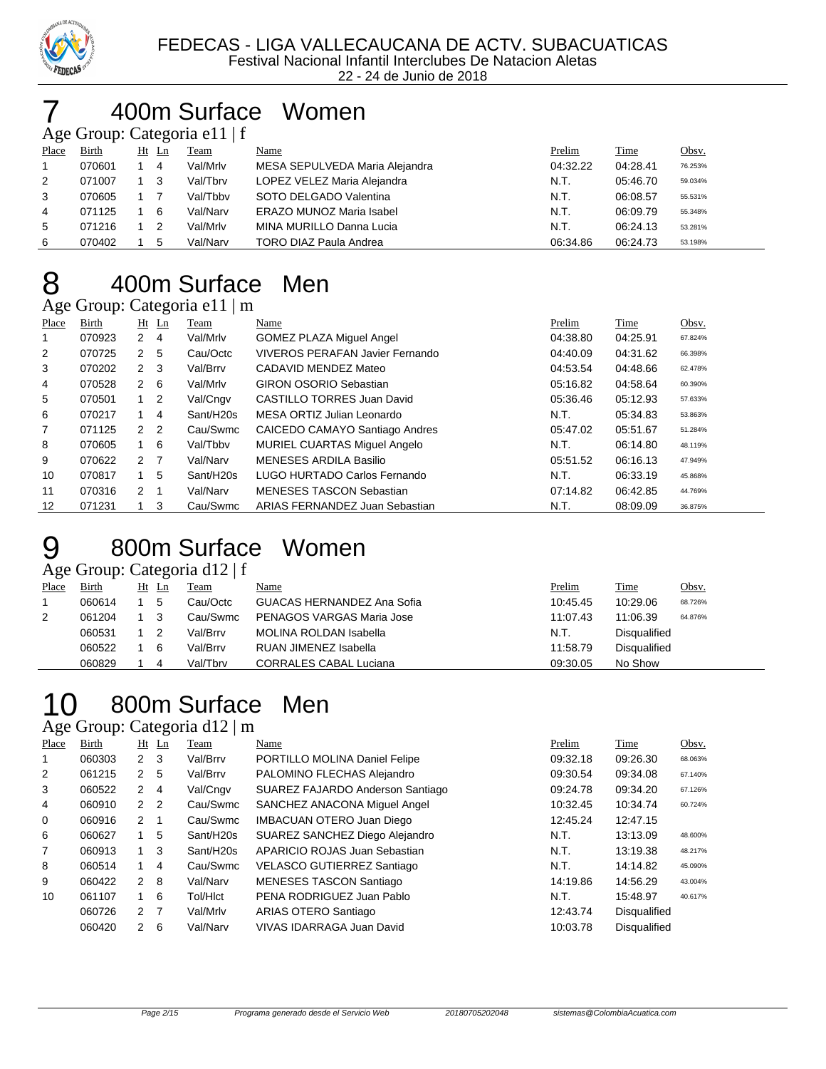FEDECAS - LIGA VALLECAUCANA DE ACTV. SUBACUATICAS
Festival Nacional Infantil Interclubes De Natacion Aletas
22 - 24 de Junio de 2018

# 7 400m Surface Women

Age Group: Categoria e11 | f

| Place | Birth | Ht | Ln | Team | Name | Prelim | Time | Obsv. |
|---|---|---|---|---|---|---|---|---|
| 1 | 070601 | 1 | 4 | Val/Mrlv | MESA SEPULVEDA Maria Alejandra | 04:32.22 | 04:28.41 | 76.253% |
| 2 | 071007 | 1 | 3 | Val/Tbrv | LOPEZ VELEZ Maria Alejandra | N.T. | 05:46.70 | 59.034% |
| 3 | 070605 | 1 | 7 | Val/Tbbv | SOTO DELGADO Valentina | N.T. | 06:08.57 | 55.531% |
| 4 | 071125 | 1 | 6 | Val/Narv | ERAZO MUNOZ Maria Isabel | N.T. | 06:09.79 | 55.348% |
| 5 | 071216 | 1 | 2 | Val/Mrlv | MINA MURILLO Danna Lucia | N.T. | 06:24.13 | 53.281% |
| 6 | 070402 | 1 | 5 | Val/Narv | TORO DIAZ Paula Andrea | 06:34.86 | 06:24.73 | 53.198% |

# 8 400m Surface Men

Age Group: Categoria e11 | m

| Place | Birth | Ht | Ln | Team | Name | Prelim | Time | Obsv. |
|---|---|---|---|---|---|---|---|---|
| 1 | 070923 | 2 | 4 | Val/Mrlv | GOMEZ PLAZA Miguel Angel | 04:38.80 | 04:25.91 | 67.824% |
| 2 | 070725 | 2 | 5 | Cau/Octc | VIVEROS PERAFAN Javier Fernando | 04:40.09 | 04:31.62 | 66.398% |
| 3 | 070202 | 2 | 3 | Val/Brrv | CADAVID MENDEZ Mateo | 04:53.54 | 04:48.66 | 62.478% |
| 4 | 070528 | 2 | 6 | Val/Mrlv | GIRON OSORIO Sebastian | 05:16.82 | 04:58.64 | 60.390% |
| 5 | 070501 | 1 | 2 | Val/Cngv | CASTILLO TORRES Juan David | 05:36.46 | 05:12.93 | 57.633% |
| 6 | 070217 | 1 | 4 | Sant/H20s | MESA ORTIZ Julian Leonardo | N.T. | 05:34.83 | 53.863% |
| 7 | 071125 | 2 | 2 | Cau/Swmc | CAICEDO CAMAYO Santiago Andres | 05:47.02 | 05:51.67 | 51.284% |
| 8 | 070605 | 1 | 6 | Val/Tbbv | MURIEL CUARTAS Miguel Angelo | N.T. | 06:14.80 | 48.119% |
| 9 | 070622 | 2 | 7 | Val/Narv | MENESES ARDILA Basilio | 05:51.52 | 06:16.13 | 47.949% |
| 10 | 070817 | 1 | 5 | Sant/H20s | LUGO HURTADO Carlos Fernando | N.T. | 06:33.19 | 45.868% |
| 11 | 070316 | 2 | 1 | Val/Narv | MENESES TASCON Sebastian | 07:14.82 | 06:42.85 | 44.769% |
| 12 | 071231 | 1 | 3 | Cau/Swmc | ARIAS FERNANDEZ Juan Sebastian | N.T. | 08:09.09 | 36.875% |

# 9 800m Surface Women

Age Group: Categoria d12 | f

| Place | Birth | Ht | Ln | Team | Name | Prelim | Time | Obsv. |
|---|---|---|---|---|---|---|---|---|
| 1 | 060614 | 1 | 5 | Cau/Octc | GUACAS HERNANDEZ Ana Sofia | 10:45.45 | 10:29.06 | 68.726% |
| 2 | 061204 | 1 | 3 | Cau/Swmc | PENAGOS VARGAS Maria Jose | 11:07.43 | 11:06.39 | 64.876% |
| | 060531 | 1 | 2 | Val/Brrv | MOLINA ROLDAN Isabella | N.T. | Disqualified | |
| | 060522 | 1 | 6 | Val/Brrv | RUAN JIMENEZ Isabella | 11:58.79 | Disqualified | |
| | 060829 | 1 | 4 | Val/Tbrv | CORRALES CABAL Luciana | 09:30.05 | No Show | |

# 10 800m Surface Men

Age Group: Categoria d12 | m

| Place | Birth | Ht | Ln | Team | Name | Prelim | Time | Obsv. |
|---|---|---|---|---|---|---|---|---|
| 1 | 060303 | 2 | 3 | Val/Brrv | PORTILLO MOLINA Daniel Felipe | 09:32.18 | 09:26.30 | 68.063% |
| 2 | 061215 | 2 | 5 | Val/Brrv | PALOMINO FLECHAS Alejandro | 09:30.54 | 09:34.08 | 67.140% |
| 3 | 060522 | 2 | 4 | Val/Cngv | SUAREZ FAJARDO Anderson Santiago | 09:24.78 | 09:34.20 | 67.126% |
| 4 | 060910 | 2 | 2 | Cau/Swmc | SANCHEZ ANACONA Miguel Angel | 10:32.45 | 10:34.74 | 60.724% |
| 0 | 060916 | 2 | 1 | Cau/Swmc | IMBACUAN OTERO Juan Diego | 12:45.24 | 12:47.15 | |
| 6 | 060627 | 1 | 5 | Sant/H20s | SUAREZ SANCHEZ Diego Alejandro | N.T. | 13:13.09 | 48.600% |
| 7 | 060913 | 1 | 3 | Sant/H20s | APARICIO ROJAS Juan Sebastian | N.T. | 13:19.38 | 48.217% |
| 8 | 060514 | 1 | 4 | Cau/Swmc | VELASCO GUTIERREZ Santiago | N.T. | 14:14.82 | 45.090% |
| 9 | 060422 | 2 | 8 | Val/Narv | MENESES TASCON Santiago | 14:19.86 | 14:56.29 | 43.004% |
| 10 | 061107 | 1 | 6 | Tol/Hlct | PENA RODRIGUEZ Juan Pablo | N.T. | 15:48.97 | 40.617% |
| | 060726 | 2 | 7 | Val/Mrlv | ARIAS OTERO Santiago | 12:43.74 | Disqualified | |
| | 060420 | 2 | 6 | Val/Narv | VIVAS IDARRAGA Juan David | 10:03.78 | Disqualified | |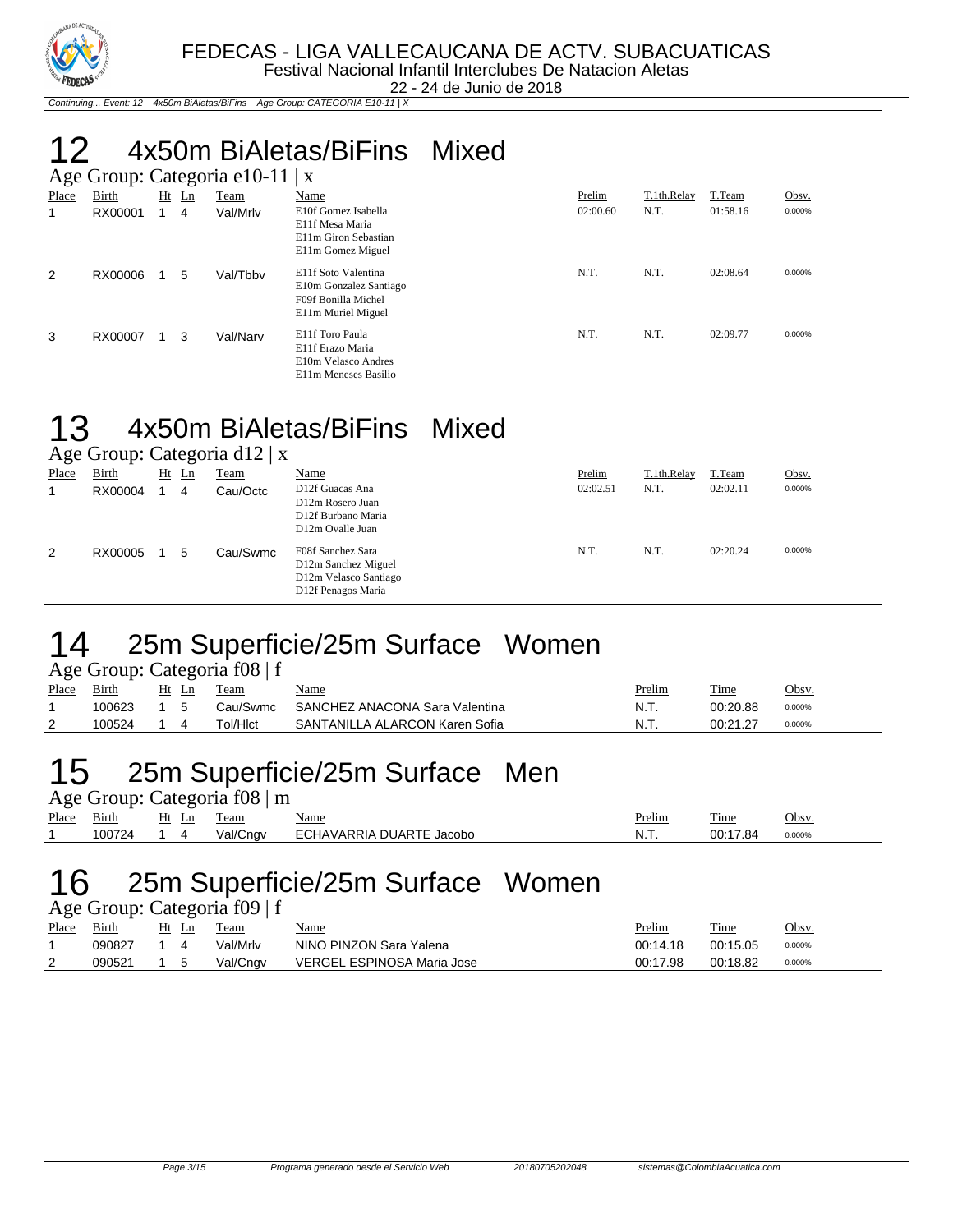# 12 4x50m BiAletas/BiFins Mixed

Age Group: Categoria e10-11 | x

| Place | Birth | Ht | Ln | Team | Name | Prelim | T.1th.Relay | T.Team | Obsv. |
|---|---|---|---|---|---|---|---|---|---|
| 1 | RX00001 | 1 | 4 | Val/Mrlv | E10f Gomez Isabella<br>E11f Mesa Maria<br>E11m Giron Sebastian<br>E11m Gomez Miguel | 02:00.60 | N.T. | 01:58.16 | 0.000% |
| 2 | RX00006 | 1 | 5 | Val/Tbbv | E11f Soto Valentina<br>E10m Gonzalez Santiago<br>F09f Bonilla Michel<br>E11m Muriel Miguel | N.T. | N.T. | 02:08.64 | 0.000% |
| 3 | RX00007 | 1 | 3 | Val/Narv | E11f Toro Paula<br>E11f Erazo Maria<br>E10m Velasco Andres<br>E11m Meneses Basilio | N.T. | N.T. | 02:09.77 | 0.000% |

# 13 4x50m BiAletas/BiFins Mixed

Age Group: Categoria d12 | x

| Place | Birth | Ht | Ln | Team | Name | Prelim | T.1th.Relay | T.Team | Obsv. |
|---|---|---|---|---|---|---|---|---|---|
| 1 | RX00004 | 1 | 4 | Cau/Octc | D12f Guacas Ana<br>D12m Rosero Juan<br>D12f Burbano Maria<br>D12m Ovalle Juan | 02:02.51 | N.T. | 02:02.11 | 0.000% |
| 2 | RX00005 | 1 | 5 | Cau/Swmc | F08f Sanchez Sara<br>D12m Sanchez Miguel<br>D12m Velasco Santiago<br>D12f Penagos Maria | N.T. | N.T. | 02:20.24 | 0.000% |

# 14 25m Superficie/25m Surface Women

Age Group: Categoria f08 | f

| Place | Birth | Ht | Ln | Team | Name | Prelim | Time | Obsv. |
|---|---|---|---|---|---|---|---|---|
| 1 | 100623 | 1 | 5 | Cau/Swmc | SANCHEZ ANACONA Sara Valentina | N.T. | 00:20.88 | 0.000% |
| 2 | 100524 | 1 | 4 | Tol/Hlct | SANTANILLA ALARCON Karen Sofia | N.T. | 00:21.27 | 0.000% |

# 15 25m Superficie/25m Surface Men

Age Group: Categoria f08 | m

| Place | Birth | Ht | Ln | Team | Name | Prelim | Time | Obsv. |
|---|---|---|---|---|---|---|---|---|
| 1 | 100724 | 1 | 4 | Val/Cngv | ECHAVARRIA DUARTE Jacobo | N.T. | 00:17.84 | 0.000% |

# 16 25m Superficie/25m Surface Women

Age Group: Categoria f09 | f

| Place | Birth | Ht | Ln | Team | Name | Prelim | Time | Obsv. |
|---|---|---|---|---|---|---|---|---|
| 1 | 090827 | 1 | 4 | Val/Mrlv | NINO PINZON Sara Yalena | 00:14.18 | 00:15.05 | 0.000% |
| 2 | 090521 | 1 | 5 | Val/Cngv | VERGEL ESPINOSA Maria Jose | 00:17.98 | 00:18.82 | 0.000% |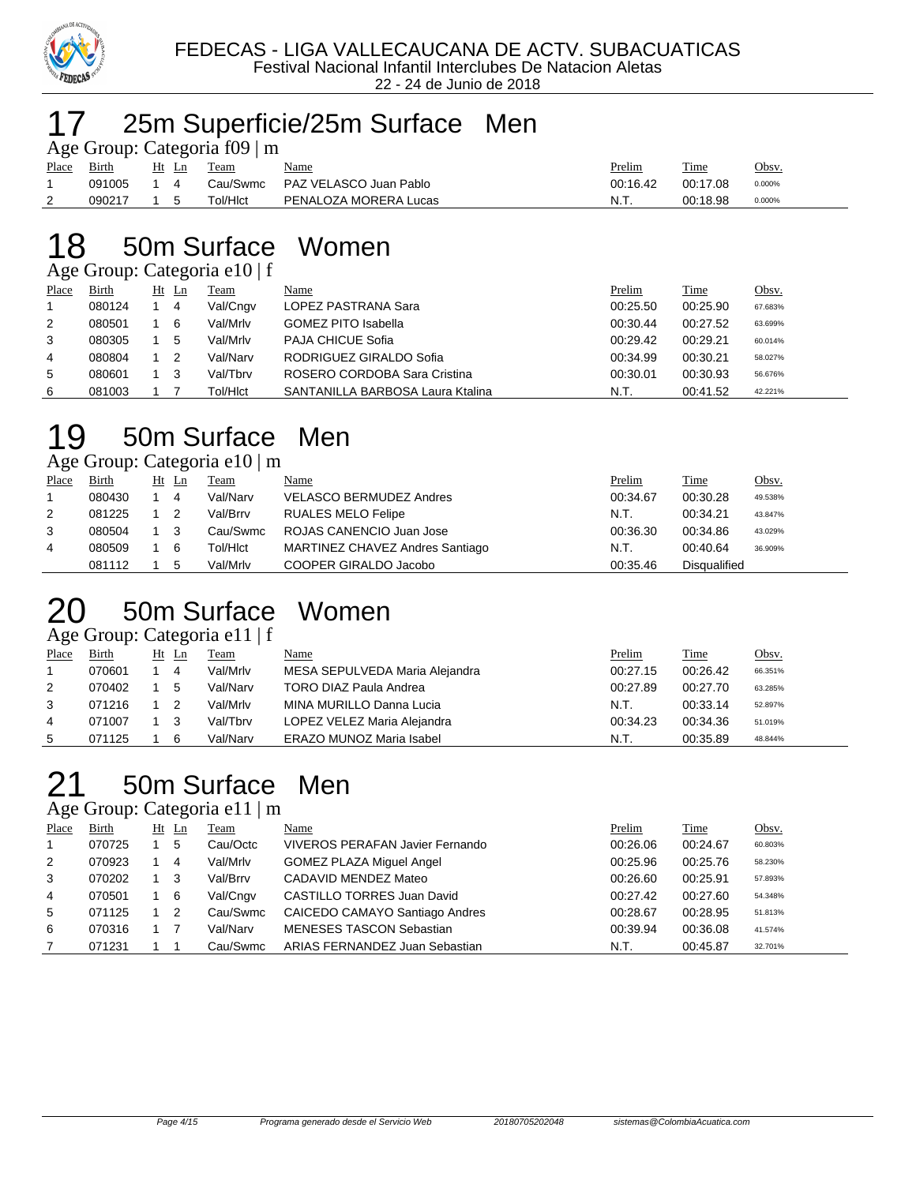FEDECAS - LIGA VALLECAUCANA DE ACTV. SUBACUATICAS
Festival Nacional Infantil Interclubes De Natacion Aletas
22 - 24 de Junio de 2018

# 17 25m Superficie/25m Surface Men

Age Group: Categoria f09 | m

| Place | Birth | Ht | Ln | Team | Name | Prelim | Time | Obsv. |
|---|---|---|---|---|---|---|---|---|
| 1 | 091005 | 1 | 4 | Cau/Swmc | PAZ VELASCO Juan Pablo | 00:16.42 | 00:17.08 | 0.000% |
| 2 | 090217 | 1 | 5 | Tol/Hlct | PENALOZA MORERA Lucas | N.T. | 00:18.98 | 0.000% |

# 18 50m Surface Women

Age Group: Categoria e10 | f

| Place | Birth | Ht | Ln | Team | Name | Prelim | Time | Obsv. |
|---|---|---|---|---|---|---|---|---|
| 1 | 080124 | 1 | 4 | Val/Cngv | LOPEZ PASTRANA Sara | 00:25.50 | 00:25.90 | 67.683% |
| 2 | 080501 | 1 | 6 | Val/Mrlv | GOMEZ PITO Isabella | 00:30.44 | 00:27.52 | 63.699% |
| 3 | 080305 | 1 | 5 | Val/Mrlv | PAJA CHICUE Sofia | 00:29.42 | 00:29.21 | 60.014% |
| 4 | 080804 | 1 | 2 | Val/Narv | RODRIGUEZ GIRALDO Sofia | 00:34.99 | 00:30.21 | 58.027% |
| 5 | 080601 | 1 | 3 | Val/Tbrv | ROSERO CORDOBA Sara Cristina | 00:30.01 | 00:30.93 | 56.676% |
| 6 | 081003 | 1 | 7 | Tol/Hlct | SANTANILLA BARBOSA Laura Ktalina | N.T. | 00:41.52 | 42.221% |

# 19 50m Surface Men

Age Group: Categoria e10 | m

| Place | Birth | Ht | Ln | Team | Name | Prelim | Time | Obsv. |
|---|---|---|---|---|---|---|---|---|
| 1 | 080430 | 1 | 4 | Val/Narv | VELASCO BERMUDEZ Andres | 00:34.67 | 00:30.28 | 49.538% |
| 2 | 081225 | 1 | 2 | Val/Brrv | RUALES MELO Felipe | N.T. | 00:34.21 | 43.847% |
| 3 | 080504 | 1 | 3 | Cau/Swmc | ROJAS CANENCIO Juan Jose | 00:36.30 | 00:34.86 | 43.029% |
| 4 | 080509 | 1 | 6 | Tol/Hlct | MARTINEZ CHAVEZ Andres Santiago | N.T. | 00:40.64 | 36.909% |
|  | 081112 | 1 | 5 | Val/Mrlv | COOPER GIRALDO Jacobo | 00:35.46 | Disqualified |  |

# 20 50m Surface Women

Age Group: Categoria e11 | f

| Place | Birth | Ht | Ln | Team | Name | Prelim | Time | Obsv. |
|---|---|---|---|---|---|---|---|---|
| 1 | 070601 | 1 | 4 | Val/Mrlv | MESA SEPULVEDA Maria Alejandra | 00:27.15 | 00:26.42 | 66.351% |
| 2 | 070402 | 1 | 5 | Val/Narv | TORO DIAZ Paula Andrea | 00:27.89 | 00:27.70 | 63.285% |
| 3 | 071216 | 1 | 2 | Val/Mrlv | MINA MURILLO Danna Lucia | N.T. | 00:33.14 | 52.897% |
| 4 | 071007 | 1 | 3 | Val/Tbrv | LOPEZ VELEZ Maria Alejandra | 00:34.23 | 00:34.36 | 51.019% |
| 5 | 071125 | 1 | 6 | Val/Narv | ERAZO MUNOZ Maria Isabel | N.T. | 00:35.89 | 48.844% |

# 21 50m Surface Men

Age Group: Categoria e11 | m

| Place | Birth | Ht | Ln | Team | Name | Prelim | Time | Obsv. |
|---|---|---|---|---|---|---|---|---|
| 1 | 070725 | 1 | 5 | Cau/Octc | VIVEROS PERAFAN Javier Fernando | 00:26.06 | 00:24.67 | 60.803% |
| 2 | 070923 | 1 | 4 | Val/Mrlv | GOMEZ PLAZA Miguel Angel | 00:25.96 | 00:25.76 | 58.230% |
| 3 | 070202 | 1 | 3 | Val/Brrv | CADAVID MENDEZ Mateo | 00:26.60 | 00:25.91 | 57.893% |
| 4 | 070501 | 1 | 6 | Val/Cngv | CASTILLO TORRES Juan David | 00:27.42 | 00:27.60 | 54.348% |
| 5 | 071125 | 1 | 2 | Cau/Swmc | CAICEDO CAMAYO Santiago Andres | 00:28.67 | 00:28.95 | 51.813% |
| 6 | 070316 | 1 | 7 | Val/Narv | MENESES TASCON Sebastian | 00:39.94 | 00:36.08 | 41.574% |
| 7 | 071231 | 1 | 1 | Cau/Swmc | ARIAS FERNANDEZ Juan Sebastian | N.T. | 00:45.87 | 32.701% |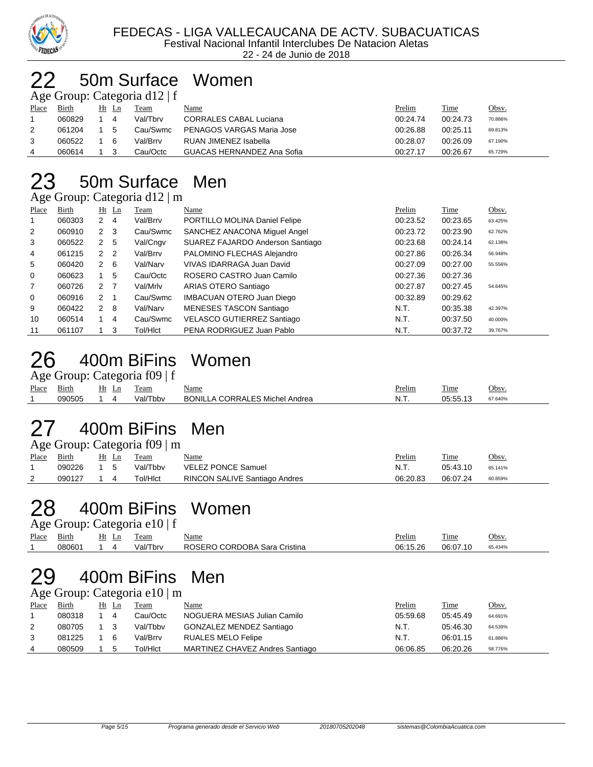FEDECAS - LIGA VALLECAUCANA DE ACTV. SUBACUATICAS
Festival Nacional Infantil Interclubes De Natacion Aletas
22 - 24 de Junio de 2018

# 22 50m Surface Women

Age Group: Categoria d12 | f

| Place | Birth | Ht | Ln | Team | Name | Prelim | Time | Obsv. |
|---|---|---|---|---|---|---|---|---|
| 1 | 060829 | 1 | 4 | Val/Tbrv | CORRALES CABAL Luciana | 00:24.74 | 00:24.73 | 70.886% |
| 2 | 061204 | 1 | 5 | Cau/Swmc | PENAGOS VARGAS Maria Jose | 00:26.88 | 00:25.11 | 69.813% |
| 3 | 060522 | 1 | 6 | Val/Brrv | RUAN JIMENEZ Isabella | 00:28.07 | 00:26.09 | 67.190% |
| 4 | 060614 | 1 | 3 | Cau/Octc | GUACAS HERNANDEZ Ana Sofia | 00:27.17 | 00:26.67 | 65.729% |

# 23 50m Surface Men

Age Group: Categoria d12 | m

| Place | Birth | Ht | Ln | Team | Name | Prelim | Time | Obsv. |
|---|---|---|---|---|---|---|---|---|
| 1 | 060303 | 2 | 4 | Val/Brrv | PORTILLO MOLINA Daniel Felipe | 00:23.52 | 00:23.65 | 63.425% |
| 2 | 060910 | 2 | 3 | Cau/Swmc | SANCHEZ ANACONA Miguel Angel | 00:23.72 | 00:23.90 | 62.762% |
| 3 | 060522 | 2 | 5 | Val/Cngv | SUAREZ FAJARDO Anderson Santiago | 00:23.68 | 00:24.14 | 62.138% |
| 4 | 061215 | 2 | 2 | Val/Brrv | PALOMINO FLECHAS Alejandro | 00:27.86 | 00:26.34 | 56.948% |
| 5 | 060420 | 2 | 6 | Val/Narv | VIVAS IDARRAGA Juan David | 00:27.09 | 00:27.00 | 55.556% |
| 0 | 060623 | 1 | 5 | Cau/Octc | ROSERO CASTRO Juan Camilo | 00:27.36 | 00:27.36 | |
| 7 | 060726 | 2 | 7 | Val/Mrlv | ARIAS OTERO Santiago | 00:27.87 | 00:27.45 | 54.645% |
| 0 | 060916 | 2 | 1 | Cau/Swmc | IMBACUAN OTERO Juan Diego | 00:32.89 | 00:29.62 | |
| 9 | 060422 | 2 | 8 | Val/Narv | MENESES TASCON Santiago | N.T. | 00:35.38 | 42.397% |
| 10 | 060514 | 1 | 4 | Cau/Swmc | VELASCO GUTIERREZ Santiago | N.T. | 00:37.50 | 40.000% |
| 11 | 061107 | 1 | 3 | Tol/Hlct | PENA RODRIGUEZ Juan Pablo | N.T. | 00:37.72 | 39.767% |

# 26 400m BiFins Women

Age Group: Categoria f09 | f

| Place | Birth | Ht | Ln | Team | Name | Prelim | Time | Obsv. |
|---|---|---|---|---|---|---|---|---|
| 1 | 090505 | 1 | 4 | Val/Tbbv | BONILLA CORRALES Michel Andrea | N.T. | 05:55.13 | 67.640% |

# 27 400m BiFins Men

Age Group: Categoria f09 | m

| Place | Birth | Ht | Ln | Team | Name | Prelim | Time | Obsv. |
|---|---|---|---|---|---|---|---|---|
| 1 | 090226 | 1 | 5 | Val/Tbbv | VELEZ PONCE Samuel | N.T. | 05:43.10 | 65.141% |
| 2 | 090127 | 1 | 4 | Tol/Hlct | RINCON SALIVE Santiago Andres | 06:20.83 | 06:07.24 | 60.859% |

# 28 400m BiFins Women

Age Group: Categoria e10 | f

| Place | Birth | Ht | Ln | Team | Name | Prelim | Time | Obsv. |
|---|---|---|---|---|---|---|---|---|
| 1 | 080601 | 1 | 4 | Val/Tbrv | ROSERO CORDOBA Sara Cristina | 06:15.26 | 06:07.10 | 65.434% |

# 29 400m BiFins Men

Age Group: Categoria e10 | m

| Place | Birth | Ht | Ln | Team | Name | Prelim | Time | Obsv. |
|---|---|---|---|---|---|---|---|---|
| 1 | 080318 | 1 | 4 | Cau/Octc | NOGUERA MESIAS Julian Camilo | 05:59.68 | 05:45.49 | 64.691% |
| 2 | 080705 | 1 | 3 | Val/Tbbv | GONZALEZ MENDEZ Santiago | N.T. | 05:46.30 | 64.539% |
| 3 | 081225 | 1 | 6 | Val/Brrv | RUALES MELO Felipe | N.T. | 06:01.15 | 61.886% |
| 4 | 080509 | 1 | 5 | Tol/Hlct | MARTINEZ CHAVEZ Andres Santiago | 06:06.85 | 06:20.26 | 58.776% |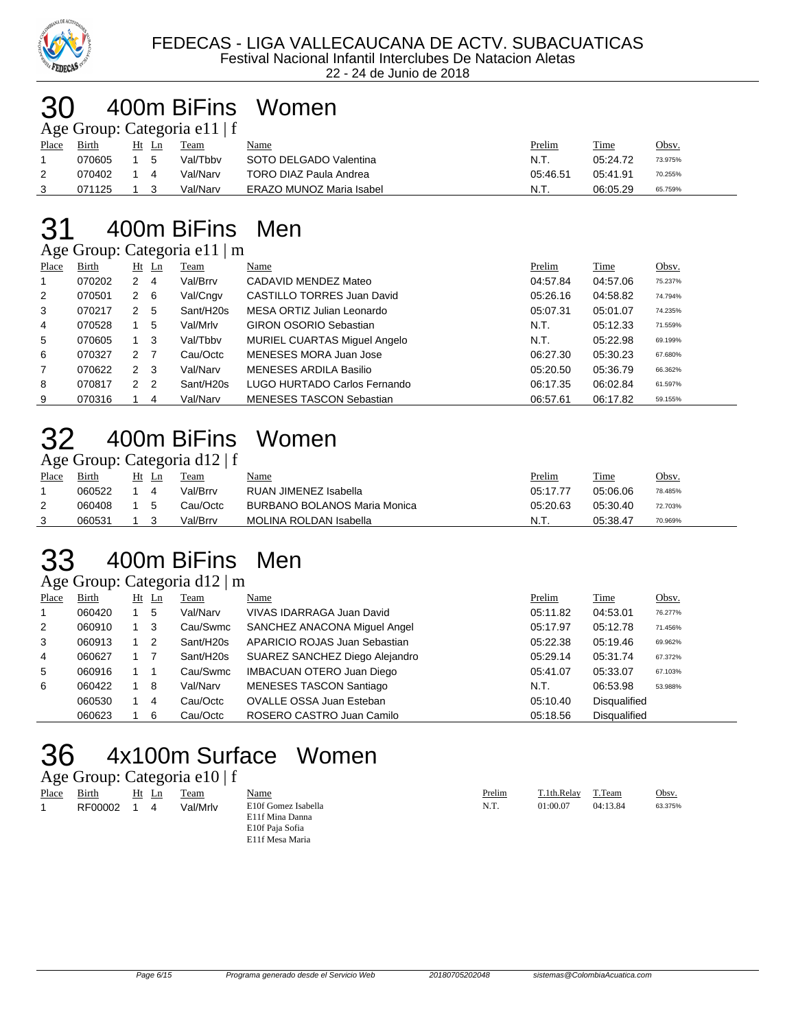FEDECAS - LIGA VALLECAUCANA DE ACTV. SUBACUATICAS

Festival Nacional Infantil Interclubes De Natacion Aletas

22 - 24 de Junio de 2018

# 30 400m BiFins Women

Age Group: Categoria e11 | f

| Place | Birth | Ht | Ln | Team | Name | Prelim | Time | Obsv. |
|---|---|---|---|---|---|---|---|---|
| 1 | 070605 | 1 | 5 | Val/Tbbv | SOTO DELGADO Valentina | N.T. | 05:24.72 | 73.975% |
| 2 | 070402 | 1 | 4 | Val/Narv | TORO DIAZ Paula Andrea | 05:46.51 | 05:41.91 | 70.255% |
| 3 | 071125 | 1 | 3 | Val/Narv | ERAZO MUNOZ Maria Isabel | N.T. | 06:05.29 | 65.759% |

# 31 400m BiFins Men

Age Group: Categoria e11 | m

| Place | Birth | Ht | Ln | Team | Name | Prelim | Time | Obsv. |
|---|---|---|---|---|---|---|---|---|
| 1 | 070202 | 2 | 4 | Val/Brrv | CADAVID MENDEZ Mateo | 04:57.84 | 04:57.06 | 75.237% |
| 2 | 070501 | 2 | 6 | Val/Cngv | CASTILLO TORRES Juan David | 05:26.16 | 04:58.82 | 74.794% |
| 3 | 070217 | 2 | 5 | Sant/H20s | MESA ORTIZ Julian Leonardo | 05:07.31 | 05:01.07 | 74.235% |
| 4 | 070528 | 1 | 5 | Val/Mrlv | GIRON OSORIO Sebastian | N.T. | 05:12.33 | 71.559% |
| 5 | 070605 | 1 | 3 | Val/Tbbv | MURIEL CUARTAS Miguel Angelo | N.T. | 05:22.98 | 69.199% |
| 6 | 070327 | 2 | 7 | Cau/Octc | MENESES MORA Juan Jose | 06:27.30 | 05:30.23 | 67.680% |
| 7 | 070622 | 2 | 3 | Val/Narv | MENESES ARDILA Basilio | 05:20.50 | 05:36.79 | 66.362% |
| 8 | 070817 | 2 | 2 | Sant/H20s | LUGO HURTADO Carlos Fernando | 06:17.35 | 06:02.84 | 61.597% |
| 9 | 070316 | 1 | 4 | Val/Narv | MENESES TASCON Sebastian | 06:57.61 | 06:17.82 | 59.155% |

# 32 400m BiFins Women

Age Group: Categoria d12 | f

| Place | Birth | Ht | Ln | Team | Name | Prelim | Time | Obsv. |
|---|---|---|---|---|---|---|---|---|
| 1 | 060522 | 1 | 4 | Val/Brrv | RUAN JIMENEZ Isabella | 05:17.77 | 05:06.06 | 78.485% |
| 2 | 060408 | 1 | 5 | Cau/Octc | BURBANO BOLANOS Maria Monica | 05:20.63 | 05:30.40 | 72.703% |
| 3 | 060531 | 1 | 3 | Val/Brrv | MOLINA ROLDAN Isabella | N.T. | 05:38.47 | 70.969% |

# 33 400m BiFins Men

Age Group: Categoria d12 | m

| Place | Birth | Ht | Ln | Team | Name | Prelim | Time | Obsv. |
|---|---|---|---|---|---|---|---|---|
| 1 | 060420 | 1 | 5 | Val/Narv | VIVAS IDARRAGA Juan David | 05:11.82 | 04:53.01 | 76.277% |
| 2 | 060910 | 1 | 3 | Cau/Swmc | SANCHEZ ANACONA Miguel Angel | 05:17.97 | 05:12.78 | 71.456% |
| 3 | 060913 | 1 | 2 | Sant/H20s | APARICIO ROJAS Juan Sebastian | 05:22.38 | 05:19.46 | 69.962% |
| 4 | 060627 | 1 | 7 | Sant/H20s | SUAREZ SANCHEZ Diego Alejandro | 05:29.14 | 05:31.74 | 67.372% |
| 5 | 060916 | 1 | 1 | Cau/Swmc | IMBACUAN OTERO Juan Diego | 05:41.07 | 05:33.07 | 67.103% |
| 6 | 060422 | 1 | 8 | Val/Narv | MENESES TASCON Santiago | N.T. | 06:53.98 | 53.988% |
|  | 060530 | 1 | 4 | Cau/Octc | OVALLE OSSA Juan Esteban | 05:10.40 | Disqualified |  |
|  | 060623 | 1 | 6 | Cau/Octc | ROSERO CASTRO Juan Camilo | 05:18.56 | Disqualified |  |

# 36 4x100m Surface Women

Age Group: Categoria e10 | f

| Place | Birth | Ht | Ln | Team | Name | Prelim | T.1th.Relay | T.Team | Obsv. |
|---|---|---|---|---|---|---|---|---|---|
| 1 | RF00002 | 1 | 4 | Val/Mrlv | E10f Gomez Isabella<br>E11f Mina Danna<br>E10f Paja Sofia<br>E11f Mesa Maria | N.T. | 01:00.07 | 04:13.84 | 63.375% |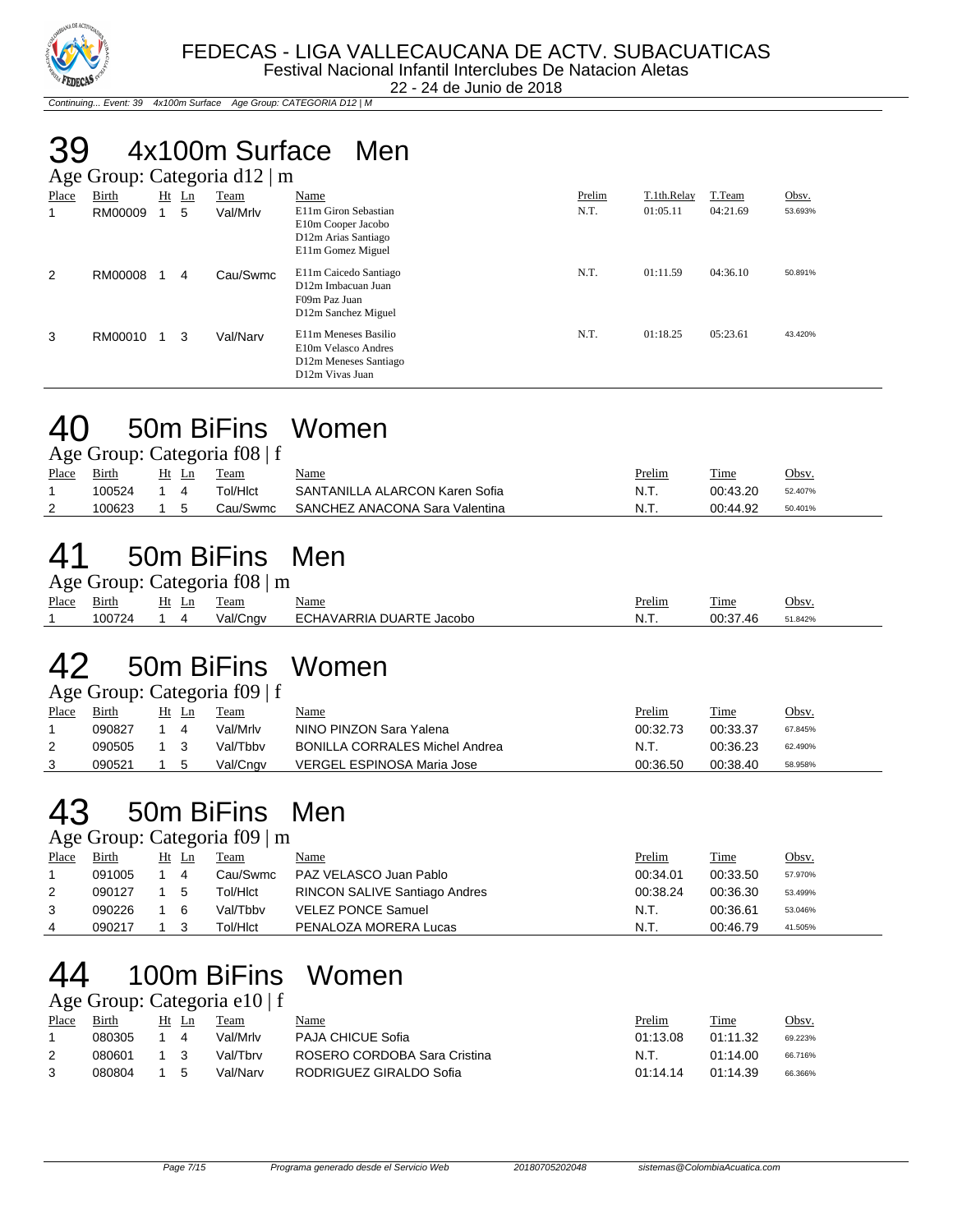FEDECAS - LIGA VALLECAUCANA DE ACTV. SUBACUATICAS

Festival Nacional Infantil Interclubes De Natacion Aletas

22 - 24 de Junio de 2018

*Continuing... Event: 39 4x100m Surface Age Group: CATEGORIA D12 | M*

# 39 4x100m Surface Men

### Age Group: Categoria d12 | m

| Place | Birth | Ht | Ln | Team | Name | Prelim | T.1th.Relay | T.Team | Obsv. |
|---|---|---|---|---|---|---|---|---|---|
| 1 | RM00009 | 1 | 5 | Val/Mrlv | E11m Giron Sebastian<br>E10m Cooper Jacobo<br>D12m Arias Santiago<br>E11m Gomez Miguel | N.T. | 01:05.11 | 04:21.69 | 53.693% |
| 2 | RM00008 | 1 | 4 | Cau/Swmc | E11m Caicedo Santiago<br>D12m Imbacuan Juan<br>F09m Paz Juan<br>D12m Sanchez Miguel | N.T. | 01:11.59 | 04:36.10 | 50.891% |
| 3 | RM00010 | 1 | 3 | Val/Narv | E11m Meneses Basilio<br>E10m Velasco Andres<br>D12m Meneses Santiago<br>D12m Vivas Juan | N.T. | 01:18.25 | 05:23.61 | 43.420% |

# 40 50m BiFins Women

### Age Group: Categoria f08 | f

| Place | Birth | Ht | Ln | Team | Name | Prelim | Time | Obsv. |
|---|---|---|---|---|---|---|---|---|
| 1 | 100524 | 1 | 4 | Tol/Hlct | SANTANILLA ALARCON Karen Sofia | N.T. | 00:43.20 | 52.407% |
| 2 | 100623 | 1 | 5 | Cau/Swmc | SANCHEZ ANACONA Sara Valentina | N.T. | 00:44.92 | 50.401% |

# 41 50m BiFins Men

### Age Group: Categoria f08 | m

| Place | Birth | Ht | Ln | Team | Name | Prelim | Time | Obsv. |
|---|---|---|---|---|---|---|---|---|
| 1 | 100724 | 1 | 4 | Val/Cngv | ECHAVARRIA DUARTE Jacobo | N.T. | 00:37.46 | 51.842% |

# 42 50m BiFins Women

### Age Group: Categoria f09 | f

| Place | Birth | Ht | Ln | Team | Name | Prelim | Time | Obsv. |
|---|---|---|---|---|---|---|---|---|
| 1 | 090827 | 1 | 4 | Val/Mrlv | NINO PINZON Sara Yalena | 00:32.73 | 00:33.37 | 67.845% |
| 2 | 090505 | 1 | 3 | Val/Tbbv | BONILLA CORRALES Michel Andrea | N.T. | 00:36.23 | 62.490% |
| 3 | 090521 | 1 | 5 | Val/Cngv | VERGEL ESPINOSA Maria Jose | 00:36.50 | 00:38.40 | 58.958% |

# 43 50m BiFins Men

### Age Group: Categoria f09 | m

| Place | Birth | Ht | Ln | Team | Name | Prelim | Time | Obsv. |
|---|---|---|---|---|---|---|---|---|
| 1 | 091005 | 1 | 4 | Cau/Swmc | PAZ VELASCO Juan Pablo | 00:34.01 | 00:33.50 | 57.970% |
| 2 | 090127 | 1 | 5 | Tol/Hlct | RINCON SALIVE Santiago Andres | 00:38.24 | 00:36.30 | 53.499% |
| 3 | 090226 | 1 | 6 | Val/Tbbv | VELEZ PONCE Samuel | N.T. | 00:36.61 | 53.046% |
| 4 | 090217 | 1 | 3 | Tol/Hlct | PENALOZA MORERA Lucas | N.T. | 00:46.79 | 41.505% |

# 44 100m BiFins Women

### Age Group: Categoria e10 | f

| Place | Birth | Ht | Ln | Team | Name | Prelim | Time | Obsv. |
|---|---|---|---|---|---|---|---|---|
| 1 | 080305 | 1 | 4 | Val/Mrlv | PAJA CHICUE Sofia | 01:13.08 | 01:11.32 | 69.223% |
| 2 | 080601 | 1 | 3 | Val/Tbrv | ROSERO CORDOBA Sara Cristina | N.T. | 01:14.00 | 66.716% |
| 3 | 080804 | 1 | 5 | Val/Narv | RODRIGUEZ GIRALDO Sofia | 01:14.14 | 01:14.39 | 66.366% |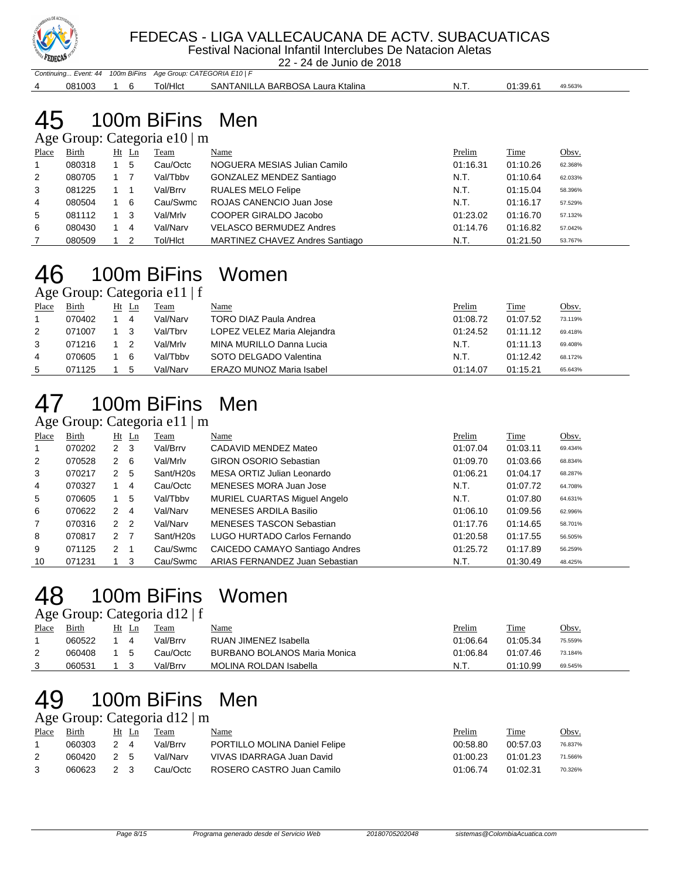Continuing... Event: 44 100m BiFins Age Group: CATEGORIA E10 | F

| Place | Birth | Ht | Ln | Team | Name | Prelim | Time | Obsv. |
|---|---|---|---|---|---|---|---|---|
| 4 | 081003 | 1 | 6 | Tol/Hlct | SANTANILLA BARBOSA Laura Ktalina | N.T. | 01:39.61 | 49.563% |

# 45 100m BiFins Men

### Age Group: Categoria e10 | m

| Place | Birth | Ht | Ln | Team | Name | Prelim | Time | Obsv. |
|---|---|---|---|---|---|---|---|---|
| 1 | 080318 | 1 | 5 | Cau/Octc | NOGUERA MESIAS Julian Camilo | 01:16.31 | 01:10.26 | 62.368% |
| 2 | 080705 | 1 | 7 | Val/Tbbv | GONZALEZ MENDEZ Santiago | N.T. | 01:10.64 | 62.033% |
| 3 | 081225 | 1 | 1 | Val/Brrv | RUALES MELO Felipe | N.T. | 01:15.04 | 58.396% |
| 4 | 080504 | 1 | 6 | Cau/Swmc | ROJAS CANENCIO Juan Jose | N.T. | 01:16.17 | 57.529% |
| 5 | 081112 | 1 | 3 | Val/Mrlv | COOPER GIRALDO Jacobo | 01:23.02 | 01:16.70 | 57.132% |
| 6 | 080430 | 1 | 4 | Val/Narv | VELASCO BERMUDEZ Andres | 01:14.76 | 01:16.82 | 57.042% |
| 7 | 080509 | 1 | 2 | Tol/Hlct | MARTINEZ CHAVEZ Andres Santiago | N.T. | 01:21.50 | 53.767% |

# 46 100m BiFins Women

### Age Group: Categoria e11 | f

| Place | Birth | Ht | Ln | Team | Name | Prelim | Time | Obsv. |
|---|---|---|---|---|---|---|---|---|
| 1 | 070402 | 1 | 4 | Val/Narv | TORO DIAZ Paula Andrea | 01:08.72 | 01:07.52 | 73.119% |
| 2 | 071007 | 1 | 3 | Val/Tbrv | LOPEZ VELEZ Maria Alejandra | 01:24.52 | 01:11.12 | 69.418% |
| 3 | 071216 | 1 | 2 | Val/Mrlv | MINA MURILLO Danna Lucia | N.T. | 01:11.13 | 69.408% |
| 4 | 070605 | 1 | 6 | Val/Tbbv | SOTO DELGADO Valentina | N.T. | 01:12.42 | 68.172% |
| 5 | 071125 | 1 | 5 | Val/Narv | ERAZO MUNOZ Maria Isabel | 01:14.07 | 01:15.21 | 65.643% |

# 47 100m BiFins Men

### Age Group: Categoria e11 | m

| Place | Birth | Ht | Ln | Team | Name | Prelim | Time | Obsv. |
|---|---|---|---|---|---|---|---|---|
| 1 | 070202 | 2 | 3 | Val/Brrv | CADAVID MENDEZ Mateo | 01:07.04 | 01:03.11 | 69.434% |
| 2 | 070528 | 2 | 6 | Val/Mrlv | GIRON OSORIO Sebastian | 01:09.70 | 01:03.66 | 68.834% |
| 3 | 070217 | 2 | 5 | Sant/H20s | MESA ORTIZ Julian Leonardo | 01:06.21 | 01:04.17 | 68.287% |
| 4 | 070327 | 1 | 4 | Cau/Octc | MENESES MORA Juan Jose | N.T. | 01:07.72 | 64.708% |
| 5 | 070605 | 1 | 5 | Val/Tbbv | MURIEL CUARTAS Miguel Angelo | N.T. | 01:07.80 | 64.631% |
| 6 | 070622 | 2 | 4 | Val/Narv | MENESES ARDILA Basilio | 01:06.10 | 01:09.56 | 62.996% |
| 7 | 070316 | 2 | 2 | Val/Narv | MENESES TASCON Sebastian | 01:17.76 | 01:14.65 | 58.701% |
| 8 | 070817 | 2 | 7 | Sant/H20s | LUGO HURTADO Carlos Fernando | 01:20.58 | 01:17.55 | 56.505% |
| 9 | 071125 | 2 | 1 | Cau/Swmc | CAICEDO CAMAYO Santiago Andres | 01:25.72 | 01:17.89 | 56.259% |
| 10 | 071231 | 1 | 3 | Cau/Swmc | ARIAS FERNANDEZ Juan Sebastian | N.T. | 01:30.49 | 48.425% |

# 48 100m BiFins Women

### Age Group: Categoria d12 | f

| Place | Birth | Ht | Ln | Team | Name | Prelim | Time | Obsv. |
|---|---|---|---|---|---|---|---|---|
| 1 | 060522 | 1 | 4 | Val/Brrv | RUAN JIMENEZ Isabella | 01:06.64 | 01:05.34 | 75.559% |
| 2 | 060408 | 1 | 5 | Cau/Octc | BURBANO BOLANOS Maria Monica | 01:06.84 | 01:07.46 | 73.184% |
| 3 | 060531 | 1 | 3 | Val/Brrv | MOLINA ROLDAN Isabella | N.T. | 01:10.99 | 69.545% |

# 49 100m BiFins Men

### Age Group: Categoria d12 | m

| Place | Birth | Ht | Ln | Team | Name | Prelim | Time | Obsv. |
|---|---|---|---|---|---|---|---|---|
| 1 | 060303 | 2 | 4 | Val/Brrv | PORTILLO MOLINA Daniel Felipe | 00:58.80 | 00:57.03 | 76.837% |
| 2 | 060420 | 2 | 5 | Val/Narv | VIVAS IDARRAGA Juan David | 01:00.23 | 01:01.23 | 71.566% |
| 3 | 060623 | 2 | 3 | Cau/Octc | ROSERO CASTRO Juan Camilo | 01:06.74 | 01:02.31 | 70.326% |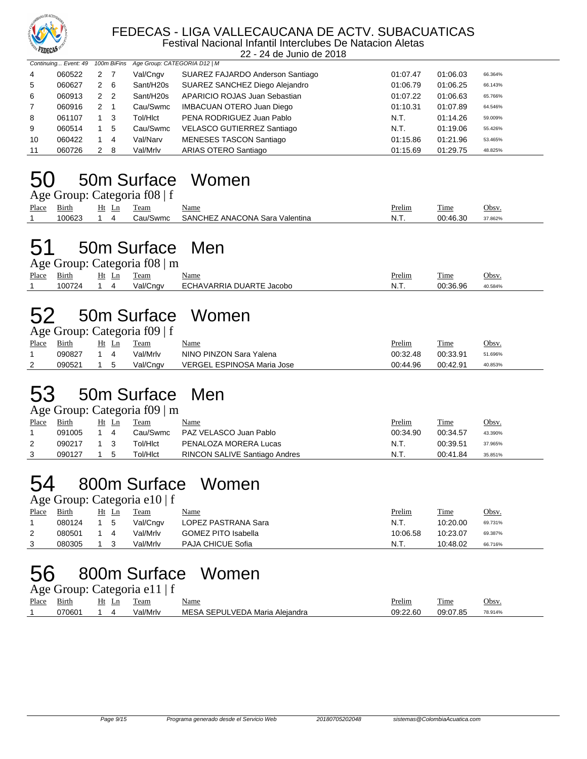Continuing... Event: 49 100m BiFins Age Group: CATEGORIA D12 | M

| Place | Birth | Ht | Ln | Team | Name | Prelim | Time | Obsv. |
|---|---|---|---|---|---|---|---|---|
| 4 | 060522 | 2 | 7 | Val/Cngv | SUAREZ FAJARDO Anderson Santiago | 01:07.47 | 01:06.03 | 66.364% |
| 5 | 060627 | 2 | 6 | Sant/H20s | SUAREZ SANCHEZ Diego Alejandro | 01:06.79 | 01:06.25 | 66.143% |
| 6 | 060913 | 2 | 2 | Sant/H20s | APARICIO ROJAS Juan Sebastian | 01:07.22 | 01:06.63 | 65.766% |
| 7 | 060916 | 2 | 1 | Cau/Swmc | IMBACUAN OTERO Juan Diego | 01:10.31 | 01:07.89 | 64.546% |
| 8 | 061107 | 1 | 3 | Tol/Hlct | PENA RODRIGUEZ Juan Pablo | N.T. | 01:14.26 | 59.009% |
| 9 | 060514 | 1 | 5 | Cau/Swmc | VELASCO GUTIERREZ Santiago | N.T. | 01:19.06 | 55.426% |
| 10 | 060422 | 1 | 4 | Val/Narv | MENESES TASCON Santiago | 01:15.86 | 01:21.96 | 53.465% |
| 11 | 060726 | 2 | 8 | Val/Mrlv | ARIAS OTERO Santiago | 01:15.69 | 01:29.75 | 48.825% |

# 50 50m Surface Women

Age Group: Categoria f08 | f

| Place | Birth | Ht | Ln | Team | Name | Prelim | Time | Obsv. |
|---|---|---|---|---|---|---|---|---|
| 1 | 100623 | 1 | 4 | Cau/Swmc | SANCHEZ ANACONA Sara Valentina | N.T. | 00:46.30 | 37.862% |

# 51 50m Surface Men

Age Group: Categoria f08 | m

| Place | Birth | Ht | Ln | Team | Name | Prelim | Time | Obsv. |
|---|---|---|---|---|---|---|---|---|
| 1 | 100724 | 1 | 4 | Val/Cngv | ECHAVARRIA DUARTE Jacobo | N.T. | 00:36.96 | 40.584% |

# 52 50m Surface Women

Age Group: Categoria f09 | f

| Place | Birth | Ht | Ln | Team | Name | Prelim | Time | Obsv. |
|---|---|---|---|---|---|---|---|---|
| 1 | 090827 | 1 | 4 | Val/Mrlv | NINO PINZON Sara Yalena | 00:32.48 | 00:33.91 | 51.696% |
| 2 | 090521 | 1 | 5 | Val/Cngv | VERGEL ESPINOSA Maria Jose | 00:44.96 | 00:42.91 | 40.853% |

# 53 50m Surface Men

Age Group: Categoria f09 | m

| Place | Birth | Ht | Ln | Team | Name | Prelim | Time | Obsv. |
|---|---|---|---|---|---|---|---|---|
| 1 | 091005 | 1 | 4 | Cau/Swmc | PAZ VELASCO Juan Pablo | 00:34.90 | 00:34.57 | 43.390% |
| 2 | 090217 | 1 | 3 | Tol/Hlct | PENALOZA MORERA Lucas | N.T. | 00:39.51 | 37.965% |
| 3 | 090127 | 1 | 5 | Tol/Hlct | RINCON SALIVE Santiago Andres | N.T. | 00:41.84 | 35.851% |

# 54 800m Surface Women

Age Group: Categoria e10 | f

| Place | Birth | Ht | Ln | Team | Name | Prelim | Time | Obsv. |
|---|---|---|---|---|---|---|---|---|
| 1 | 080124 | 1 | 5 | Val/Cngv | LOPEZ PASTRANA Sara | N.T. | 10:20.00 | 69.731% |
| 2 | 080501 | 1 | 4 | Val/Mrlv | GOMEZ PITO Isabella | 10:06.58 | 10:23.07 | 69.387% |
| 3 | 080305 | 1 | 3 | Val/Mrlv | PAJA CHICUE Sofia | N.T. | 10:48.02 | 66.716% |

# 56 800m Surface Women

Age Group: Categoria e11 | f

| Place | Birth | Ht | Ln | Team | Name | Prelim | Time | Obsv. |
|---|---|---|---|---|---|---|---|---|
| 1 | 070601 | 1 | 4 | Val/Mrlv | MESA SEPULVEDA Maria Alejandra | 09:22.60 | 09:07.85 | 78.914% |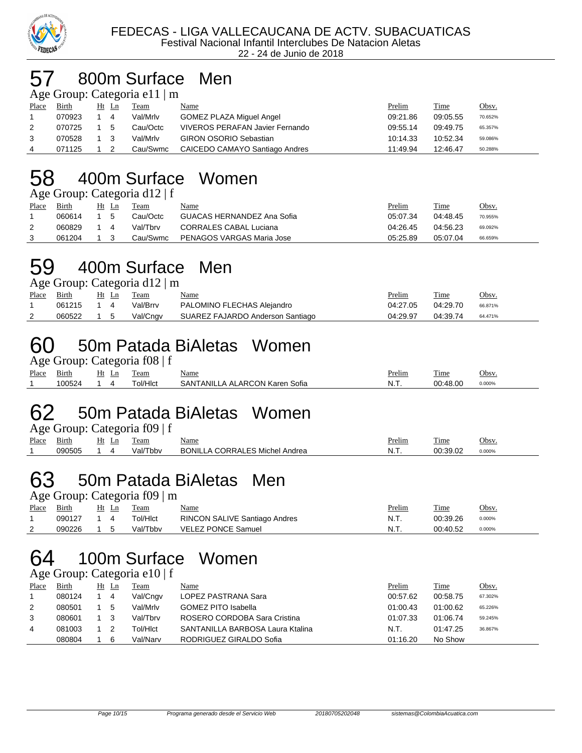# FEDECAS - LIGA VALLECAUCANA DE ACTV. SUBACUATICAS

Festival Nacional Infantil Interclubes De Natacion Aletas

22 - 24 de Junio de 2018

## 57 800m Surface Men

Age Group: Categoria e11 | m

| Place | Birth | Ht | Ln | Team | Name | Prelim | Time | Obsv. |
|---|---|---|---|---|---|---|---|---|
| 1 | 070923 | 1 | 4 | Val/Mrlv | GOMEZ PLAZA Miguel Angel | 09:21.86 | 09:05.55 | 70.652% |
| 2 | 070725 | 1 | 5 | Cau/Octc | VIVEROS PERAFAN Javier Fernando | 09:55.14 | 09:49.75 | 65.357% |
| 3 | 070528 | 1 | 3 | Val/Mrlv | GIRON OSORIO Sebastian | 10:14.33 | 10:52.34 | 59.086% |
| 4 | 071125 | 1 | 2 | Cau/Swmc | CAICEDO CAMAYO Santiago Andres | 11:49.94 | 12:46.47 | 50.288% |

## 58 400m Surface Women

Age Group: Categoria d12 | f

| Place | Birth | Ht | Ln | Team | Name | Prelim | Time | Obsv. |
|---|---|---|---|---|---|---|---|---|
| 1 | 060614 | 1 | 5 | Cau/Octc | GUACAS HERNANDEZ Ana Sofia | 05:07.34 | 04:48.45 | 70.955% |
| 2 | 060829 | 1 | 4 | Val/Tbrv | CORRALES CABAL Luciana | 04:26.45 | 04:56.23 | 69.092% |
| 3 | 061204 | 1 | 3 | Cau/Swmc | PENAGOS VARGAS Maria Jose | 05:25.89 | 05:07.04 | 66.659% |

## 59 400m Surface Men

Age Group: Categoria d12 | m

| Place | Birth | Ht | Ln | Team | Name | Prelim | Time | Obsv. |
|---|---|---|---|---|---|---|---|---|
| 1 | 061215 | 1 | 4 | Val/Brrv | PALOMINO FLECHAS Alejandro | 04:27.05 | 04:29.70 | 66.871% |
| 2 | 060522 | 1 | 5 | Val/Cngv | SUAREZ FAJARDO Anderson Santiago | 04:29.97 | 04:39.74 | 64.471% |

## 60 50m Patada BiAletas Women

Age Group: Categoria f08 | f

| Place | Birth | Ht | Ln | Team | Name | Prelim | Time | Obsv. |
|---|---|---|---|---|---|---|---|---|
| 1 | 100524 | 1 | 4 | Tol/Hlct | SANTANILLA ALARCON Karen Sofia | N.T. | 00:48.00 | 0.000% |

## 62 50m Patada BiAletas Women

Age Group: Categoria f09 | f

| Place | Birth | Ht | Ln | Team | Name | Prelim | Time | Obsv. |
|---|---|---|---|---|---|---|---|---|
| 1 | 090505 | 1 | 4 | Val/Tbbv | BONILLA CORRALES Michel Andrea | N.T. | 00:39.02 | 0.000% |

## 63 50m Patada BiAletas Men

Age Group: Categoria f09 | m

| Place | Birth | Ht | Ln | Team | Name | Prelim | Time | Obsv. |
|---|---|---|---|---|---|---|---|---|
| 1 | 090127 | 1 | 4 | Tol/Hlct | RINCON SALIVE Santiago Andres | N.T. | 00:39.26 | 0.000% |
| 2 | 090226 | 1 | 5 | Val/Tbbv | VELEZ PONCE Samuel | N.T. | 00:40.52 | 0.000% |

## 64 100m Surface Women

Age Group: Categoria e10 | f

| Place | Birth | Ht | Ln | Team | Name | Prelim | Time | Obsv. |
|---|---|---|---|---|---|---|---|---|
| 1 | 080124 | 1 | 4 | Val/Cngv | LOPEZ PASTRANA Sara | 00:57.62 | 00:58.75 | 67.302% |
| 2 | 080501 | 1 | 5 | Val/Mrlv | GOMEZ PITO Isabella | 01:00.43 | 01:00.62 | 65.226% |
| 3 | 080601 | 1 | 3 | Val/Tbrv | ROSERO CORDOBA Sara Cristina | 01:07.33 | 01:06.74 | 59.245% |
| 4 | 081003 | 1 | 2 | Tol/Hlct | SANTANILLA BARBOSA Laura Ktalina | N.T. | 01:47.25 | 36.867% |
| | 080804 | 1 | 6 | Val/Narv | RODRIGUEZ GIRALDO Sofia | 01:16.20 | No Show | |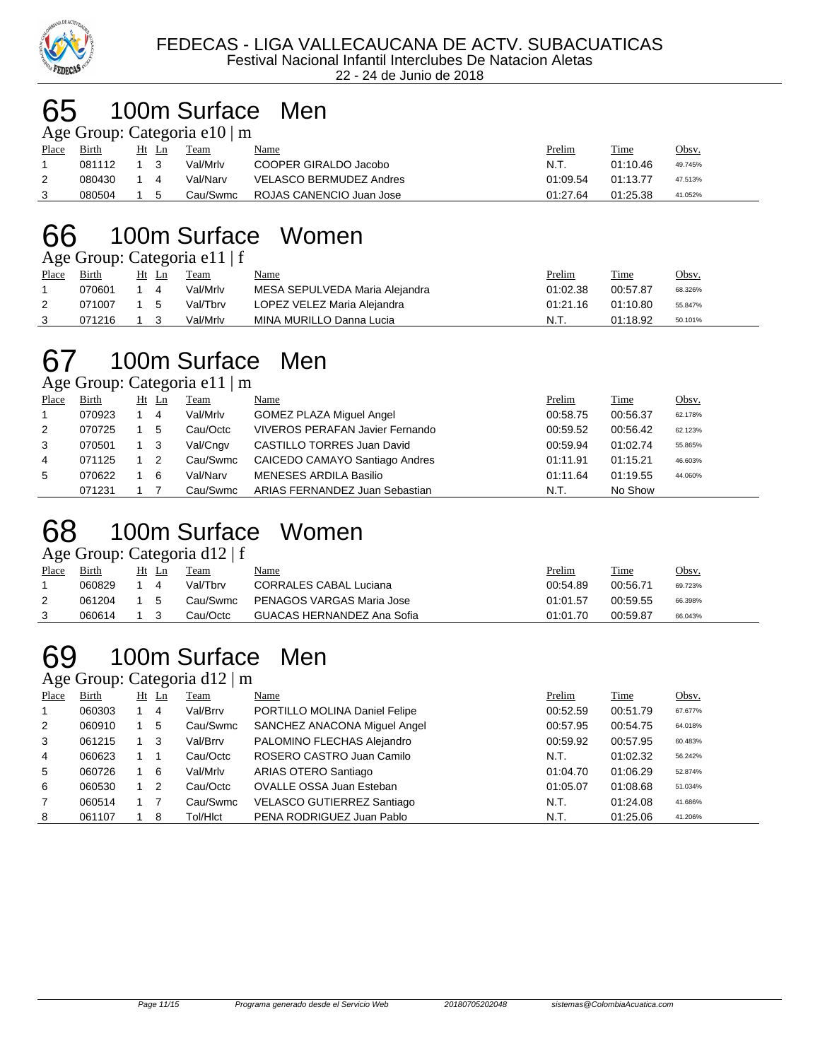# 65 100m Surface Men

Age Group: Categoria e10 | m

| Place | Birth | Ht | Ln | Team | Name | Prelim | Time | Obsv. |
|---|---|---|---|---|---|---|---|---|
| 1 | 081112 | 1 | 3 | Val/Mrlv | COOPER GIRALDO Jacobo | N.T. | 01:10.46 | 49.745% |
| 2 | 080430 | 1 | 4 | Val/Narv | VELASCO BERMUDEZ Andres | 01:09.54 | 01:13.77 | 47.513% |
| 3 | 080504 | 1 | 5 | Cau/Swmc | ROJAS CANENCIO Juan Jose | 01:27.64 | 01:25.38 | 41.052% |

# 66 100m Surface Women

Age Group: Categoria e11 | f

| Place | Birth | Ht | Ln | Team | Name | Prelim | Time | Obsv. |
|---|---|---|---|---|---|---|---|---|
| 1 | 070601 | 1 | 4 | Val/Mrlv | MESA SEPULVEDA Maria Alejandra | 01:02.38 | 00:57.87 | 68.326% |
| 2 | 071007 | 1 | 5 | Val/Tbrv | LOPEZ VELEZ Maria Alejandra | 01:21.16 | 01:10.80 | 55.847% |
| 3 | 071216 | 1 | 3 | Val/Mrlv | MINA MURILLO Danna Lucia | N.T. | 01:18.92 | 50.101% |

# 67 100m Surface Men

Age Group: Categoria e11 | m

| Place | Birth | Ht | Ln | Team | Name | Prelim | Time | Obsv. |
|---|---|---|---|---|---|---|---|---|
| 1 | 070923 | 1 | 4 | Val/Mrlv | GOMEZ PLAZA Miguel Angel | 00:58.75 | 00:56.37 | 62.178% |
| 2 | 070725 | 1 | 5 | Cau/Octc | VIVEROS PERAFAN Javier Fernando | 00:59.52 | 00:56.42 | 62.123% |
| 3 | 070501 | 1 | 3 | Val/Cngv | CASTILLO TORRES Juan David | 00:59.94 | 01:02.74 | 55.865% |
| 4 | 071125 | 1 | 2 | Cau/Swmc | CAICEDO CAMAYO Santiago Andres | 01:11.91 | 01:15.21 | 46.603% |
| 5 | 070622 | 1 | 6 | Val/Narv | MENESES ARDILA Basilio | 01:11.64 | 01:19.55 | 44.060% |
| | 071231 | 1 | 7 | Cau/Swmc | ARIAS FERNANDEZ Juan Sebastian | N.T. | No Show | |

# 68 100m Surface Women

Age Group: Categoria d12 | f

| Place | Birth | Ht | Ln | Team | Name | Prelim | Time | Obsv. |
|---|---|---|---|---|---|---|---|---|
| 1 | 060829 | 1 | 4 | Val/Tbrv | CORRALES CABAL Luciana | 00:54.89 | 00:56.71 | 69.723% |
| 2 | 061204 | 1 | 5 | Cau/Swmc | PENAGOS VARGAS Maria Jose | 01:01.57 | 00:59.55 | 66.398% |
| 3 | 060614 | 1 | 3 | Cau/Octc | GUACAS HERNANDEZ Ana Sofia | 01:01.70 | 00:59.87 | 66.043% |

# 69 100m Surface Men

Age Group: Categoria d12 | m

| Place | Birth | Ht | Ln | Team | Name | Prelim | Time | Obsv. |
|---|---|---|---|---|---|---|---|---|
| 1 | 060303 | 1 | 4 | Val/Brrv | PORTILLO MOLINA Daniel Felipe | 00:52.59 | 00:51.79 | 67.677% |
| 2 | 060910 | 1 | 5 | Cau/Swmc | SANCHEZ ANACONA Miguel Angel | 00:57.95 | 00:54.75 | 64.018% |
| 3 | 061215 | 1 | 3 | Val/Brrv | PALOMINO FLECHAS Alejandro | 00:59.92 | 00:57.95 | 60.483% |
| 4 | 060623 | 1 | 1 | Cau/Octc | ROSERO CASTRO Juan Camilo | N.T. | 01:02.32 | 56.242% |
| 5 | 060726 | 1 | 6 | Val/Mrlv | ARIAS OTERO Santiago | 01:04.70 | 01:06.29 | 52.874% |
| 6 | 060530 | 1 | 2 | Cau/Octc | OVALLE OSSA Juan Esteban | 01:05.07 | 01:08.68 | 51.034% |
| 7 | 060514 | 1 | 7 | Cau/Swmc | VELASCO GUTIERREZ Santiago | N.T. | 01:24.08 | 41.686% |
| 8 | 061107 | 1 | 8 | Tol/Hlct | PENA RODRIGUEZ Juan Pablo | N.T. | 01:25.06 | 41.206% |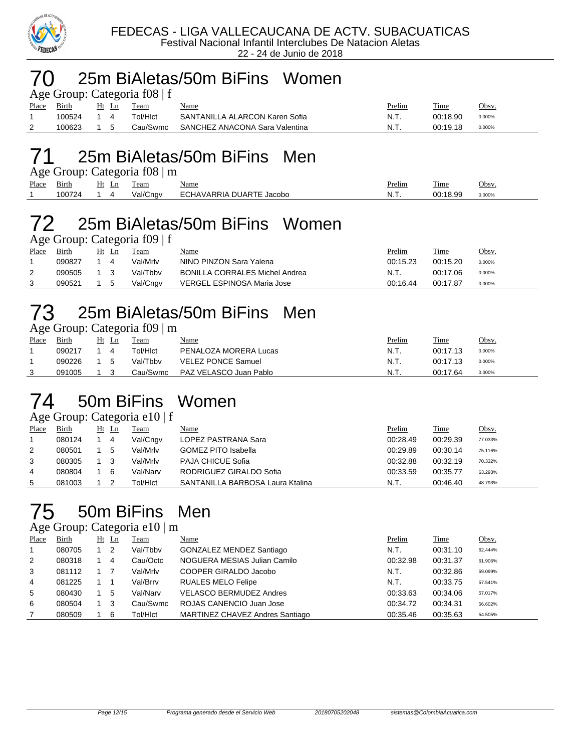FEDECAS - LIGA VALLECAUCANA DE ACTV. SUBACUATICAS
Festival Nacional Infantil Interclubes De Natacion Aletas
22 - 24 de Junio de 2018

# 70 25m BiAletas/50m BiFins Women

Age Group: Categoria f08 | f

| Place | Birth | Ht | Ln | Team | Name | Prelim | Time | Obsv. |
|---|---|---|---|---|---|---|---|---|
| 1 | 100524 | 1 | 4 | Tol/Hlct | SANTANILLA ALARCON Karen Sofia | N.T. | 00:18.90 | 0.000% |
| 2 | 100623 | 1 | 5 | Cau/Swmc | SANCHEZ ANACONA Sara Valentina | N.T. | 00:19.18 | 0.000% |

# 71 25m BiAletas/50m BiFins Men

Age Group: Categoria f08 | m

| Place | Birth | Ht | Ln | Team | Name | Prelim | Time | Obsv. |
|---|---|---|---|---|---|---|---|---|
| 1 | 100724 | 1 | 4 | Val/Cngv | ECHAVARRIA DUARTE Jacobo | N.T. | 00:18.99 | 0.000% |

# 72 25m BiAletas/50m BiFins Women

Age Group: Categoria f09 | f

| Place | Birth | Ht | Ln | Team | Name | Prelim | Time | Obsv. |
|---|---|---|---|---|---|---|---|---|
| 1 | 090827 | 1 | 4 | Val/Mrlv | NINO PINZON Sara Yalena | 00:15.23 | 00:15.20 | 0.000% |
| 2 | 090505 | 1 | 3 | Val/Tbbv | BONILLA CORRALES Michel Andrea | N.T. | 00:17.06 | 0.000% |
| 3 | 090521 | 1 | 5 | Val/Cngv | VERGEL ESPINOSA Maria Jose | 00:16.44 | 00:17.87 | 0.000% |

# 73 25m BiAletas/50m BiFins Men

Age Group: Categoria f09 | m

| Place | Birth | Ht | Ln | Team | Name | Prelim | Time | Obsv. |
|---|---|---|---|---|---|---|---|---|
| 1 | 090217 | 1 | 4 | Tol/Hlct | PENALOZA MORERA Lucas | N.T. | 00:17.13 | 0.000% |
| 1 | 090226 | 1 | 5 | Val/Tbbv | VELEZ PONCE Samuel | N.T. | 00:17.13 | 0.000% |
| 3 | 091005 | 1 | 3 | Cau/Swmc | PAZ VELASCO Juan Pablo | N.T. | 00:17.64 | 0.000% |

# 74 50m BiFins Women

Age Group: Categoria e10 | f

| Place | Birth | Ht | Ln | Team | Name | Prelim | Time | Obsv. |
|---|---|---|---|---|---|---|---|---|
| 1 | 080124 | 1 | 4 | Val/Cngv | LOPEZ PASTRANA Sara | 00:28.49 | 00:29.39 | 77.033% |
| 2 | 080501 | 1 | 5 | Val/Mrlv | GOMEZ PITO Isabella | 00:29.89 | 00:30.14 | 75.116% |
| 3 | 080305 | 1 | 3 | Val/Mrlv | PAJA CHICUE Sofia | 00:32.88 | 00:32.19 | 70.332% |
| 4 | 080804 | 1 | 6 | Val/Narv | RODRIGUEZ GIRALDO Sofia | 00:33.59 | 00:35.77 | 63.293% |
| 5 | 081003 | 1 | 2 | Tol/Hlct | SANTANILLA BARBOSA Laura Ktalina | N.T. | 00:46.40 | 48.793% |

# 75 50m BiFins Men

Age Group: Categoria e10 | m

| Place | Birth | Ht | Ln | Team | Name | Prelim | Time | Obsv. |
|---|---|---|---|---|---|---|---|---|
| 1 | 080705 | 1 | 2 | Val/Tbbv | GONZALEZ MENDEZ Santiago | N.T. | 00:31.10 | 62.444% |
| 2 | 080318 | 1 | 4 | Cau/Octc | NOGUERA MESIAS Julian Camilo | 00:32.98 | 00:31.37 | 61.906% |
| 3 | 081112 | 1 | 7 | Val/Mrlv | COOPER GIRALDO Jacobo | N.T. | 00:32.86 | 59.099% |
| 4 | 081225 | 1 | 1 | Val/Brrv | RUALES MELO Felipe | N.T. | 00:33.75 | 57.541% |
| 5 | 080430 | 1 | 5 | Val/Narv | VELASCO BERMUDEZ Andres | 00:33.63 | 00:34.06 | 57.017% |
| 6 | 080504 | 1 | 3 | Cau/Swmc | ROJAS CANENCIO Juan Jose | 00:34.72 | 00:34.31 | 56.602% |
| 7 | 080509 | 1 | 6 | Tol/Hlct | MARTINEZ CHAVEZ Andres Santiago | 00:35.46 | 00:35.63 | 54.505% |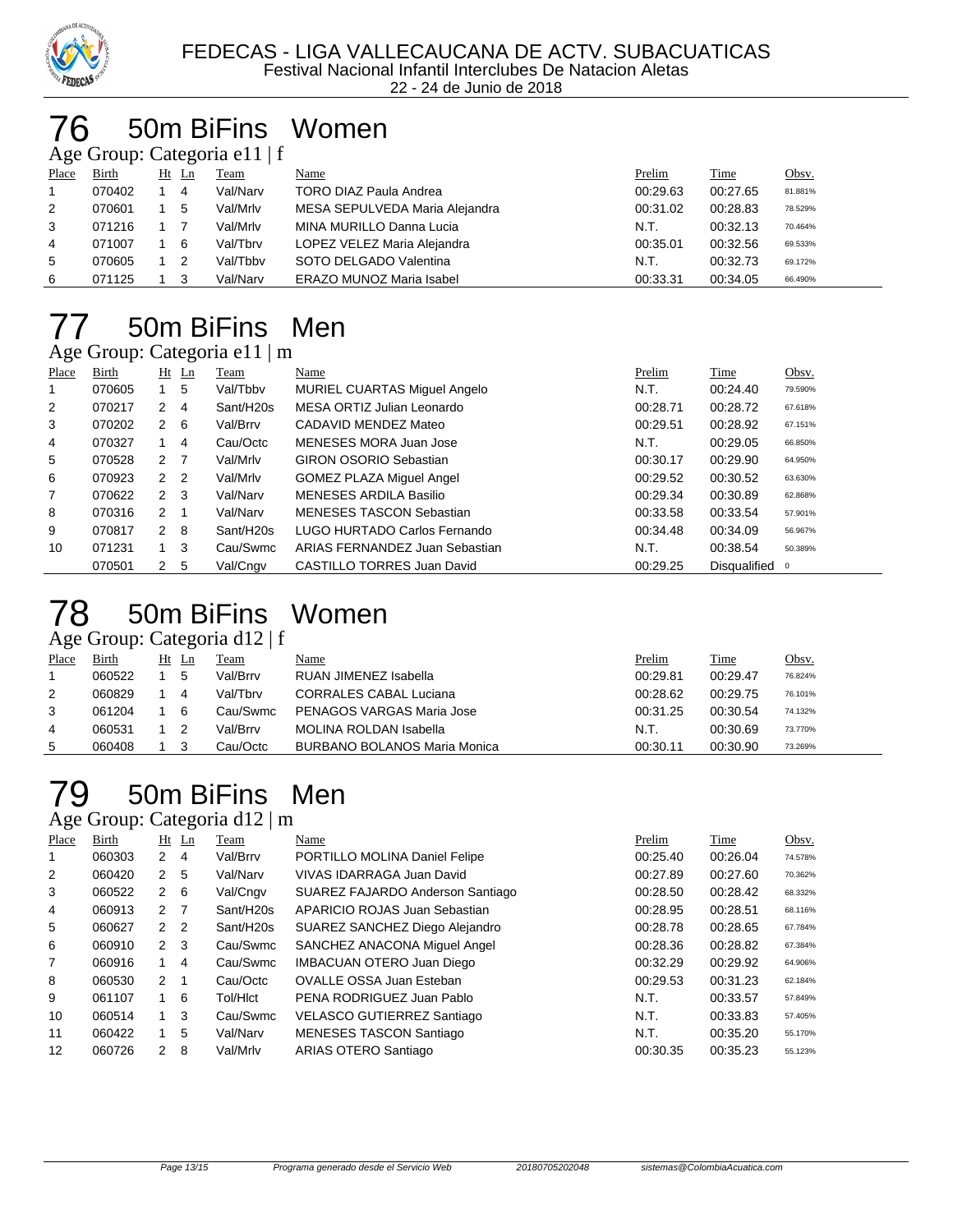FEDECAS - LIGA VALLECAUCANA DE ACTV. SUBACUATICAS
Festival Nacional Infantil Interclubes De Natacion Aletas
22 - 24 de Junio de 2018

# 76 50m BiFins Women

### Age Group: Categoria e11 | f

| Place | Birth | Ht | Ln | Team | Name | Prelim | Time | Obsv. |
|---|---|---|---|---|---|---|---|---|
| 1 | 070402 | 1 | 4 | Val/Narv | TORO DIAZ Paula Andrea | 00:29.63 | 00:27.65 | 81.881% |
| 2 | 070601 | 1 | 5 | Val/Mrlv | MESA SEPULVEDA Maria Alejandra | 00:31.02 | 00:28.83 | 78.529% |
| 3 | 071216 | 1 | 7 | Val/Mrlv | MINA MURILLO Danna Lucia | N.T. | 00:32.13 | 70.464% |
| 4 | 071007 | 1 | 6 | Val/Tbrv | LOPEZ VELEZ Maria Alejandra | 00:35.01 | 00:32.56 | 69.533% |
| 5 | 070605 | 1 | 2 | Val/Tbbv | SOTO DELGADO Valentina | N.T. | 00:32.73 | 69.172% |
| 6 | 071125 | 1 | 3 | Val/Narv | ERAZO MUNOZ Maria Isabel | 00:33.31 | 00:34.05 | 66.490% |

# 77 50m BiFins Men

### Age Group: Categoria e11 | m

| Place | Birth | Ht | Ln | Team | Name | Prelim | Time | Obsv. |
|---|---|---|---|---|---|---|---|---|
| 1 | 070605 | 1 | 5 | Val/Tbbv | MURIEL CUARTAS Miguel Angelo | N.T. | 00:24.40 | 79.590% |
| 2 | 070217 | 2 | 4 | Sant/H20s | MESA ORTIZ Julian Leonardo | 00:28.71 | 00:28.72 | 67.618% |
| 3 | 070202 | 2 | 6 | Val/Brrv | CADAVID MENDEZ Mateo | 00:29.51 | 00:28.92 | 67.151% |
| 4 | 070327 | 1 | 4 | Cau/Octc | MENESES MORA Juan Jose | N.T. | 00:29.05 | 66.850% |
| 5 | 070528 | 2 | 7 | Val/Mrlv | GIRON OSORIO Sebastian | 00:30.17 | 00:29.90 | 64.950% |
| 6 | 070923 | 2 | 2 | Val/Mrlv | GOMEZ PLAZA Miguel Angel | 00:29.52 | 00:30.52 | 63.630% |
| 7 | 070622 | 2 | 3 | Val/Narv | MENESES ARDILA Basilio | 00:29.34 | 00:30.89 | 62.868% |
| 8 | 070316 | 2 | 1 | Val/Narv | MENESES TASCON Sebastian | 00:33.58 | 00:33.54 | 57.901% |
| 9 | 070817 | 2 | 8 | Sant/H20s | LUGO HURTADO Carlos Fernando | 00:34.48 | 00:34.09 | 56.967% |
| 10 | 071231 | 1 | 3 | Cau/Swmc | ARIAS FERNANDEZ Juan Sebastian | N.T. | 00:38.54 | 50.389% |
| | 070501 | 2 | 5 | Val/Cngv | CASTILLO TORRES Juan David | 00:29.25 | Disqualified | 0 |

# 78 50m BiFins Women

### Age Group: Categoria d12 | f

| Place | Birth | Ht | Ln | Team | Name | Prelim | Time | Obsv. |
|---|---|---|---|---|---|---|---|---|
| 1 | 060522 | 1 | 5 | Val/Brrv | RUAN JIMENEZ Isabella | 00:29.81 | 00:29.47 | 76.824% |
| 2 | 060829 | 1 | 4 | Val/Tbrv | CORRALES CABAL Luciana | 00:28.62 | 00:29.75 | 76.101% |
| 3 | 061204 | 1 | 6 | Cau/Swmc | PENAGOS VARGAS Maria Jose | 00:31.25 | 00:30.54 | 74.132% |
| 4 | 060531 | 1 | 2 | Val/Brrv | MOLINA ROLDAN Isabella | N.T. | 00:30.69 | 73.770% |
| 5 | 060408 | 1 | 3 | Cau/Octc | BURBANO BOLANOS Maria Monica | 00:30.11 | 00:30.90 | 73.269% |

# 79 50m BiFins Men

### Age Group: Categoria d12 | m

| Place | Birth | Ht | Ln | Team | Name | Prelim | Time | Obsv. |
|---|---|---|---|---|---|---|---|---|
| 1 | 060303 | 2 | 4 | Val/Brrv | PORTILLO MOLINA Daniel Felipe | 00:25.40 | 00:26.04 | 74.578% |
| 2 | 060420 | 2 | 5 | Val/Narv | VIVAS IDARRAGA Juan David | 00:27.89 | 00:27.60 | 70.362% |
| 3 | 060522 | 2 | 6 | Val/Cngv | SUAREZ FAJARDO Anderson Santiago | 00:28.50 | 00:28.42 | 68.332% |
| 4 | 060913 | 2 | 7 | Sant/H20s | APARICIO ROJAS Juan Sebastian | 00:28.95 | 00:28.51 | 68.116% |
| 5 | 060627 | 2 | 2 | Sant/H20s | SUAREZ SANCHEZ Diego Alejandro | 00:28.78 | 00:28.65 | 67.784% |
| 6 | 060910 | 2 | 3 | Cau/Swmc | SANCHEZ ANACONA Miguel Angel | 00:28.36 | 00:28.82 | 67.384% |
| 7 | 060916 | 1 | 4 | Cau/Swmc | IMBACUAN OTERO Juan Diego | 00:32.29 | 00:29.92 | 64.906% |
| 8 | 060530 | 2 | 1 | Cau/Octc | OVALLE OSSA Juan Esteban | 00:29.53 | 00:31.23 | 62.184% |
| 9 | 061107 | 1 | 6 | Tol/Hlct | PENA RODRIGUEZ Juan Pablo | N.T. | 00:33.57 | 57.849% |
| 10 | 060514 | 1 | 3 | Cau/Swmc | VELASCO GUTIERREZ Santiago | N.T. | 00:33.83 | 57.405% |
| 11 | 060422 | 1 | 5 | Val/Narv | MENESES TASCON Santiago | N.T. | 00:35.20 | 55.170% |
| 12 | 060726 | 2 | 8 | Val/Mrlv | ARIAS OTERO Santiago | 00:30.35 | 00:35.23 | 55.123% |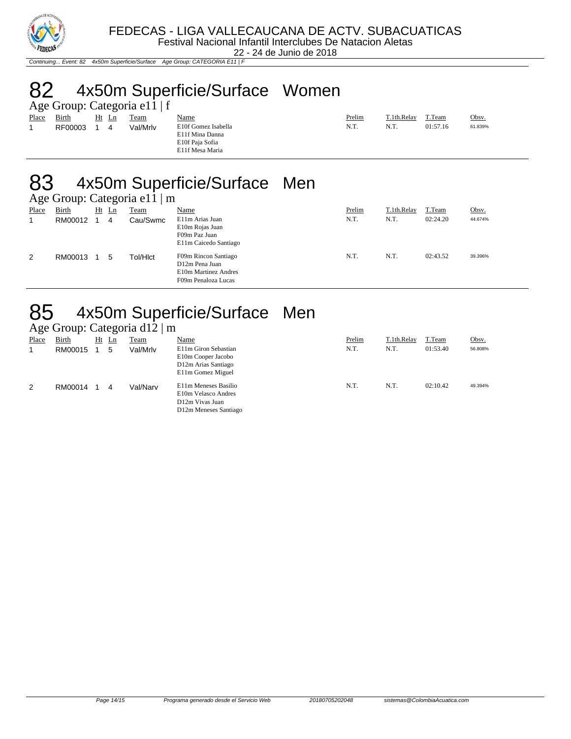*Continuing... Event: 82 4x50m Superficie/Surface Age Group: CATEGORIA E11 | F*

# 82 4x50m Superficie/Surface Women

## Age Group: Categoria e11 | f

| Place | Birth | Ht | Ln | Team | Name | Prelim | T.1th.Relay | T.Team | Obsv. |
|---|---|---|---|---|---|---|---|---|---|
| 1 | RF00003 | 1 | 4 | Val/Mrlv | E10f Gomez Isabella<br>E11f Mina Danna<br>E10f Paja Sofia<br>E11f Mesa Maria | N.T. | N.T. | 01:57.16 | 61.839% |

# 83 4x50m Superficie/Surface Men

## Age Group: Categoria e11 | m

| Place | Birth | Ht | Ln | Team | Name | Prelim | T.1th.Relay | T.Team | Obsv. |
|---|---|---|---|---|---|---|---|---|---|
| 1 | RM00012 | 1 | 4 | Cau/Swmc | E11m Arias Juan<br>E10m Rojas Juan<br>F09m Paz Juan<br>E11m Caicedo Santiago | N.T. | N.T. | 02:24.20 | 44.674% |
| 2 | RM00013 | 1 | 5 | Tol/Hlct | F09m Rincon Santiago<br>D12m Pena Juan<br>E10m Martinez Andres<br>F09m Penaloza Lucas | N.T. | N.T. | 02:43.52 | 39.396% |

# 85 4x50m Superficie/Surface Men

## Age Group: Categoria d12 | m

| Place | Birth | Ht | Ln | Team | Name | Prelim | T.1th.Relay | T.Team | Obsv. |
|---|---|---|---|---|---|---|---|---|---|
| 1 | RM00015 | 1 | 5 | Val/Mrlv | E11m Giron Sebastian<br>E10m Cooper Jacobo<br>D12m Arias Santiago<br>E11m Gomez Miguel | N.T. | N.T. | 01:53.40 | 56.808% |
| 2 | RM00014 | 1 | 4 | Val/Narv | E11m Meneses Basilio<br>E10m Velasco Andres<br>D12m Vivas Juan<br>D12m Meneses Santiago | N.T. | N.T. | 02:10.42 | 49.394% |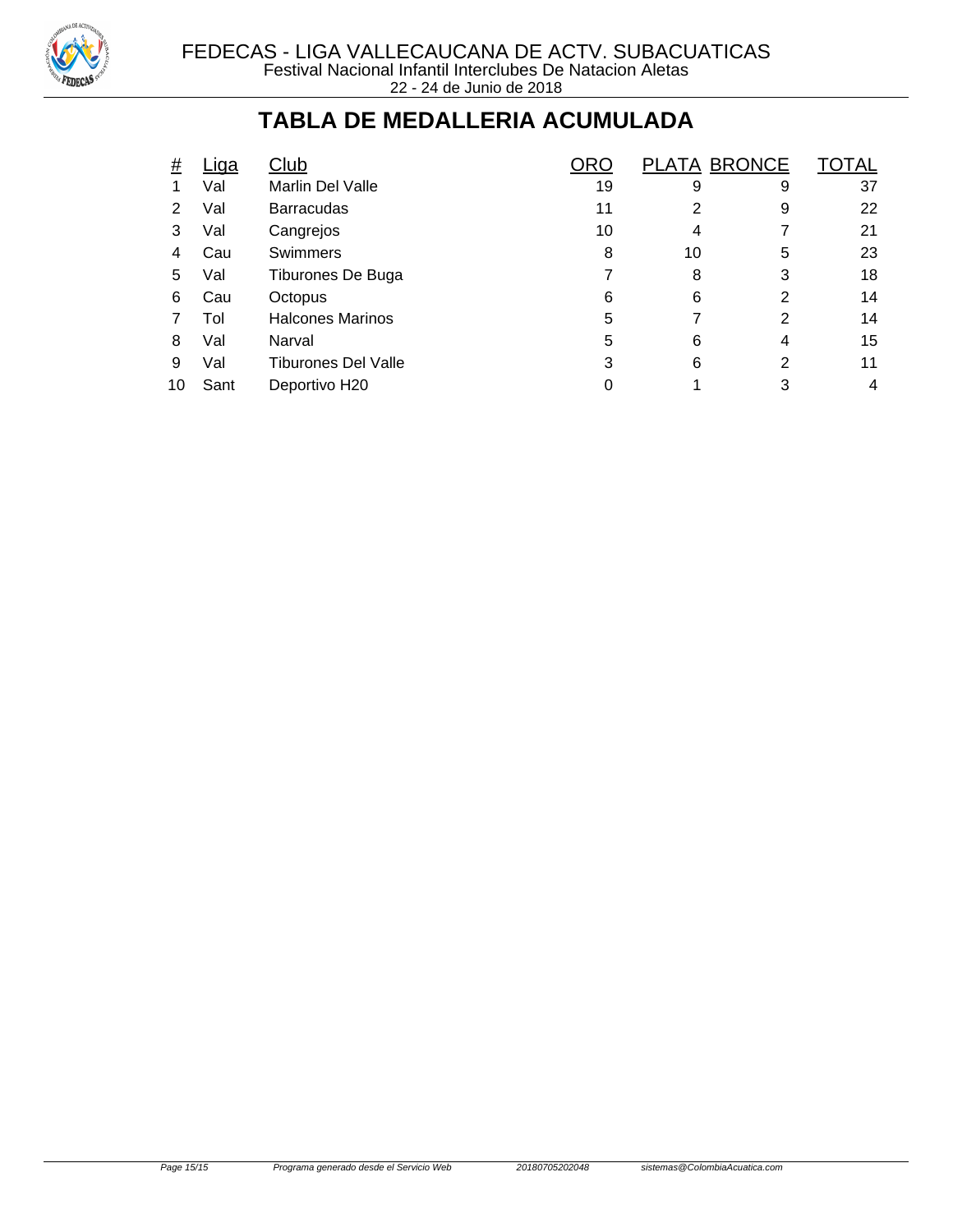FEDECAS - LIGA VALLECAUCANA DE ACTV. SUBACUATICAS
Festival Nacional Infantil Interclubes De Natacion Aletas
22 - 24 de Junio de 2018

# TABLA DE MEDALLERIA ACUMULADA

| # | Liga | Club | ORO | PLATA | BRONCE | TOTAL |
|---|---|---|---|---|---|---|
| 1 | Val | Marlin Del Valle | 19 | 9 | 9 | 37 |
| 2 | Val | Barracudas | 11 | 2 | 9 | 22 |
| 3 | Val | Cangrejos | 10 | 4 | 7 | 21 |
| 4 | Cau | Swimmers | 8 | 10 | 5 | 23 |
| 5 | Val | Tiburones De Buga | 7 | 8 | 3 | 18 |
| 6 | Cau | Octopus | 6 | 6 | 2 | 14 |
| 7 | Tol | Halcones Marinos | 5 | 7 | 2 | 14 |
| 8 | Val | Narval | 5 | 6 | 4 | 15 |
| 9 | Val | Tiburones Del Valle | 3 | 6 | 2 | 11 |
| 10 | Sant | Deportivo H20 | 0 | 1 | 3 | 4 |